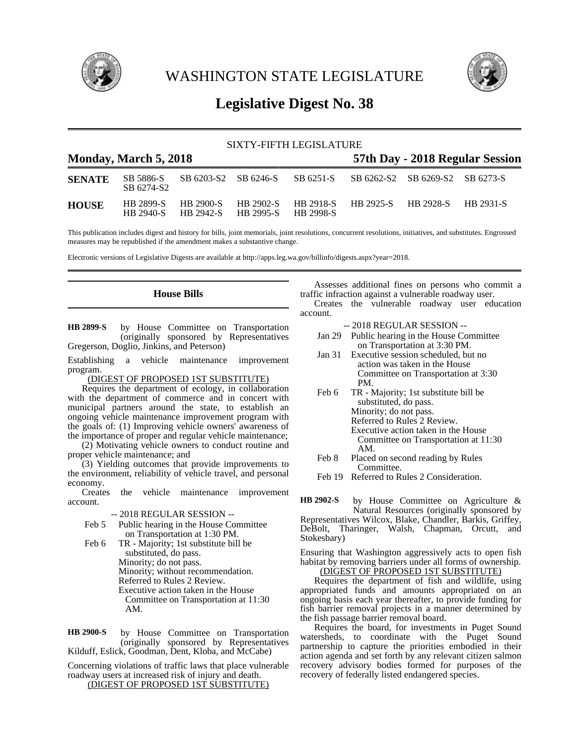# WASHINGTON STATE LEGISLATURE

## Legislative Digest No. 38

SIXTY-FIFTH LEGISLATURE

**Monday, March 5, 2018** **57th Day - 2018 Regular Session**

| | | | | | | | |
|---|---|---|---|---|---|---|---|
| **SENATE** | SB 5886-S | SB 6203-S2 | SB 6246-S | SB 6251-S | SB 6262-S2 | SB 6269-S2 | SB 6273-S |
| | SB 6274-S2 | | | | | | |
| **HOUSE** | HB 2899-S | HB 2900-S | HB 2902-S | HB 2918-S | HB 2925-S | HB 2928-S | HB 2931-S |
| | HB 2940-S | HB 2942-S | HB 2995-S | HB 2998-S | | | |

This publication includes digest and history for bills, joint memorials, joint resolutions, concurrent resolutions, initiatives, and substitutes. Engrossed measures may be republished if the amendment makes a substantive change.

Electronic versions of Legislative Digests are available at http://apps.leg.wa.gov/billinfo/digests.aspx?year=2018.

## House Bills

**HB 2899-S** by House Committee on Transportation (originally sponsored by Representatives Gregerson, Doglio, Jinkins, and Peterson)

Establishing a vehicle maintenance improvement program.

(DIGEST OF PROPOSED 1ST SUBSTITUTE)

Requires the department of ecology, in collaboration with the department of commerce and in concert with municipal partners around the state, to establish an ongoing vehicle maintenance improvement program with the goals of: (1) Improving vehicle owners' awareness of the importance of proper and regular vehicle maintenance;

(2) Motivating vehicle owners to conduct routine and proper vehicle maintenance; and

(3) Yielding outcomes that provide improvements to the environment, reliability of vehicle travel, and personal economy.

Creates the vehicle maintenance improvement account.

-- 2018 REGULAR SESSION --

Feb 5 Public hearing in the House Committee on Transportation at 1:30 PM.

Feb 6 TR - Majority; 1st substitute bill be substituted, do pass.
Minority; do not pass.
Minority; without recommendation.
Referred to Rules 2 Review.
Executive action taken in the House Committee on Transportation at 11:30 AM.

**HB 2900-S** by House Committee on Transportation (originally sponsored by Representatives Kilduff, Eslick, Goodman, Dent, Kloba, and McCabe)

Concerning violations of traffic laws that place vulnerable roadway users at increased risk of injury and death.

(DIGEST OF PROPOSED 1ST SUBSTITUTE)

Assesses additional fines on persons who commit a traffic infraction against a vulnerable roadway user.

Creates the vulnerable roadway user education account.

-- 2018 REGULAR SESSION --

Jan 29 Public hearing in the House Committee on Transportation at 3:30 PM.

Jan 31 Executive session scheduled, but no action was taken in the House Committee on Transportation at 3:30 PM.

Feb 6 TR - Majority; 1st substitute bill be substituted, do pass.
Minority; do not pass.
Referred to Rules 2 Review.
Executive action taken in the House Committee on Transportation at 11:30 AM.

Feb 8 Placed on second reading by Rules Committee.

Feb 19 Referred to Rules 2 Consideration.

**HB 2902-S** by House Committee on Agriculture & Natural Resources (originally sponsored by Representatives Wilcox, Blake, Chandler, Barkis, Griffey, DeBolt, Tharinger, Walsh, Chapman, Orcutt, and Stokesbary)

Ensuring that Washington aggressively acts to open fish habitat by removing barriers under all forms of ownership.

(DIGEST OF PROPOSED 1ST SUBSTITUTE)

Requires the department of fish and wildlife, using appropriated funds and amounts appropriated on an ongoing basis each year thereafter, to provide funding for fish barrier removal projects in a manner determined by the fish passage barrier removal board.

Requires the board, for investments in Puget Sound watersheds, to coordinate with the Puget Sound partnership to capture the priorities embodied in their action agenda and set forth by any relevant citizen salmon recovery advisory bodies formed for purposes of the recovery of federally listed endangered species.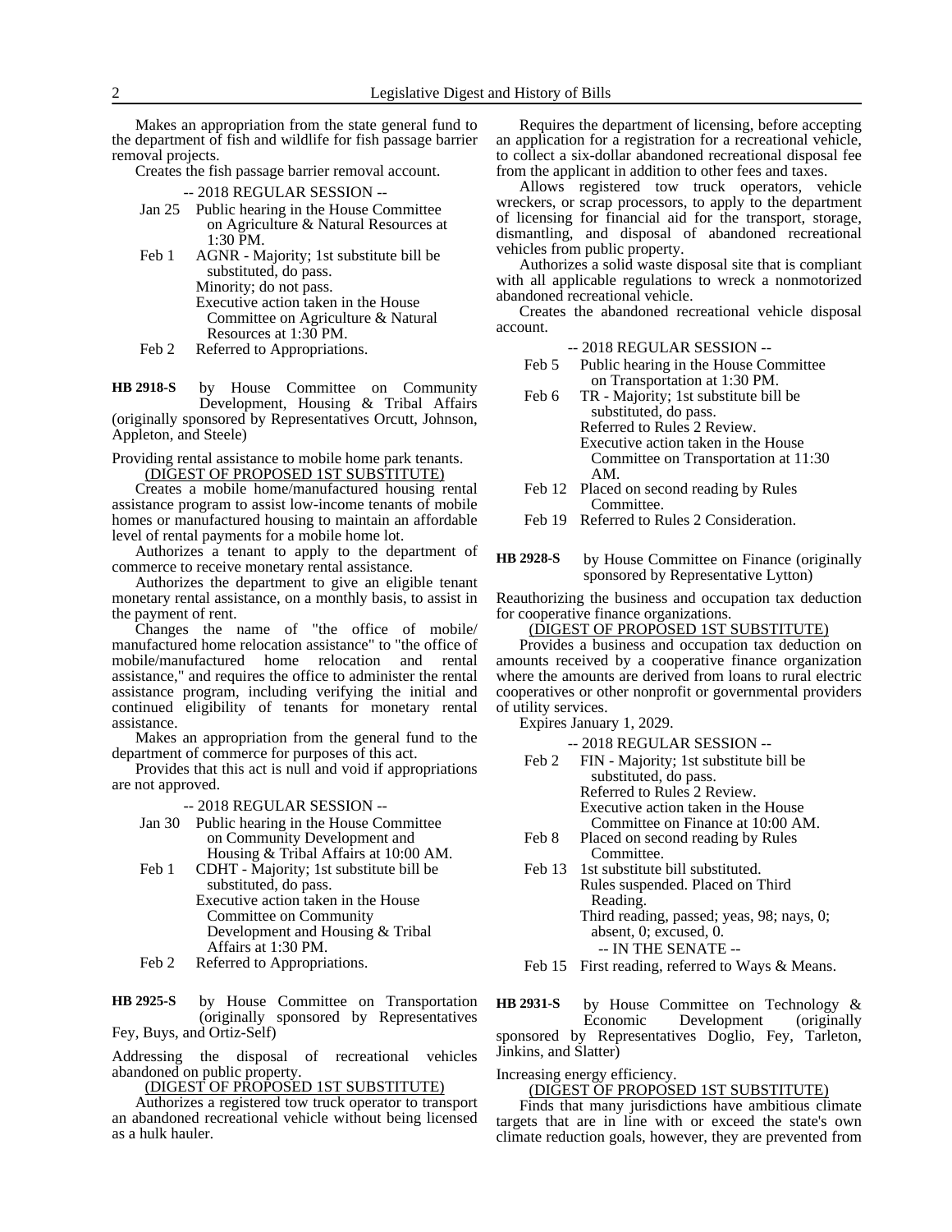Makes an appropriation from the state general fund to the department of fish and wildlife for fish passage barrier removal projects.

Creates the fish passage barrier removal account.

-- 2018 REGULAR SESSION --

Jan 25 Public hearing in the House Committee on Agriculture & Natural Resources at 1:30 PM.

Feb 1 AGNR - Majority; 1st substitute bill be substituted, do pass.
Minority; do not pass.
Executive action taken in the House Committee on Agriculture & Natural Resources at 1:30 PM.

Feb 2 Referred to Appropriations.

**HB 2918-S** by House Committee on Community Development, Housing & Tribal Affairs (originally sponsored by Representatives Orcutt, Johnson, Appleton, and Steele)

Providing rental assistance to mobile home park tenants.

(DIGEST OF PROPOSED 1ST SUBSTITUTE)

Creates a mobile home/manufactured housing rental assistance program to assist low-income tenants of mobile homes or manufactured housing to maintain an affordable level of rental payments for a mobile home lot.

Authorizes a tenant to apply to the department of commerce to receive monetary rental assistance.

Authorizes the department to give an eligible tenant monetary rental assistance, on a monthly basis, to assist in the payment of rent.

Changes the name of "the office of mobile/ manufactured home relocation assistance" to "the office of mobile/manufactured home relocation and rental assistance," and requires the office to administer the rental assistance program, including verifying the initial and continued eligibility of tenants for monetary rental assistance.

Makes an appropriation from the general fund to the department of commerce for purposes of this act.

Provides that this act is null and void if appropriations are not approved.

-- 2018 REGULAR SESSION --

Jan 30 Public hearing in the House Committee on Community Development and Housing & Tribal Affairs at 10:00 AM.

Feb 1 CDHT - Majority; 1st substitute bill be substituted, do pass.
Executive action taken in the House Committee on Community Development and Housing & Tribal Affairs at 1:30 PM.

Feb 2 Referred to Appropriations.

**HB 2925-S** by House Committee on Transportation (originally sponsored by Representatives Fey, Buys, and Ortiz-Self)

Addressing the disposal of recreational vehicles abandoned on public property.

(DIGEST OF PROPOSED 1ST SUBSTITUTE)

Authorizes a registered tow truck operator to transport an abandoned recreational vehicle without being licensed as a hulk hauler.

Requires the department of licensing, before accepting an application for a registration for a recreational vehicle, to collect a six-dollar abandoned recreational disposal fee from the applicant in addition to other fees and taxes.

Allows registered tow truck operators, vehicle wreckers, or scrap processors, to apply to the department of licensing for financial aid for the transport, storage, dismantling, and disposal of abandoned recreational vehicles from public property.

Authorizes a solid waste disposal site that is compliant with all applicable regulations to wreck a nonmotorized abandoned recreational vehicle.

Creates the abandoned recreational vehicle disposal account.

-- 2018 REGULAR SESSION --

Feb 5 Public hearing in the House Committee on Transportation at 1:30 PM.

Feb 6 TR - Majority; 1st substitute bill be substituted, do pass.
Referred to Rules 2 Review.
Executive action taken in the House Committee on Transportation at 11:30 AM.

Feb 12 Placed on second reading by Rules Committee.

Feb 19 Referred to Rules 2 Consideration.

**HB 2928-S** by House Committee on Finance (originally sponsored by Representative Lytton)

Reauthorizing the business and occupation tax deduction for cooperative finance organizations.

(DIGEST OF PROPOSED 1ST SUBSTITUTE)

Provides a business and occupation tax deduction on amounts received by a cooperative finance organization where the amounts are derived from loans to rural electric cooperatives or other nonprofit or governmental providers of utility services.

Expires January 1, 2029.

-- 2018 REGULAR SESSION --

Feb 2 FIN - Majority; 1st substitute bill be substituted, do pass.
Referred to Rules 2 Review.
Executive action taken in the House Committee on Finance at 10:00 AM.

Feb 8 Placed on second reading by Rules Committee.

Feb 13 1st substitute bill substituted.
Rules suspended. Placed on Third Reading.
Third reading, passed; yeas, 98; nays, 0; absent, 0; excused, 0.

-- IN THE SENATE --

Feb 15 First reading, referred to Ways & Means.

**HB 2931-S** by House Committee on Technology & Economic Development (originally sponsored by Representatives Doglio, Fey, Tarleton, Jinkins, and Slatter)

Increasing energy efficiency.

(DIGEST OF PROPOSED 1ST SUBSTITUTE)

Finds that many jurisdictions have ambitious climate targets that are in line with or exceed the state's own climate reduction goals, however, they are prevented from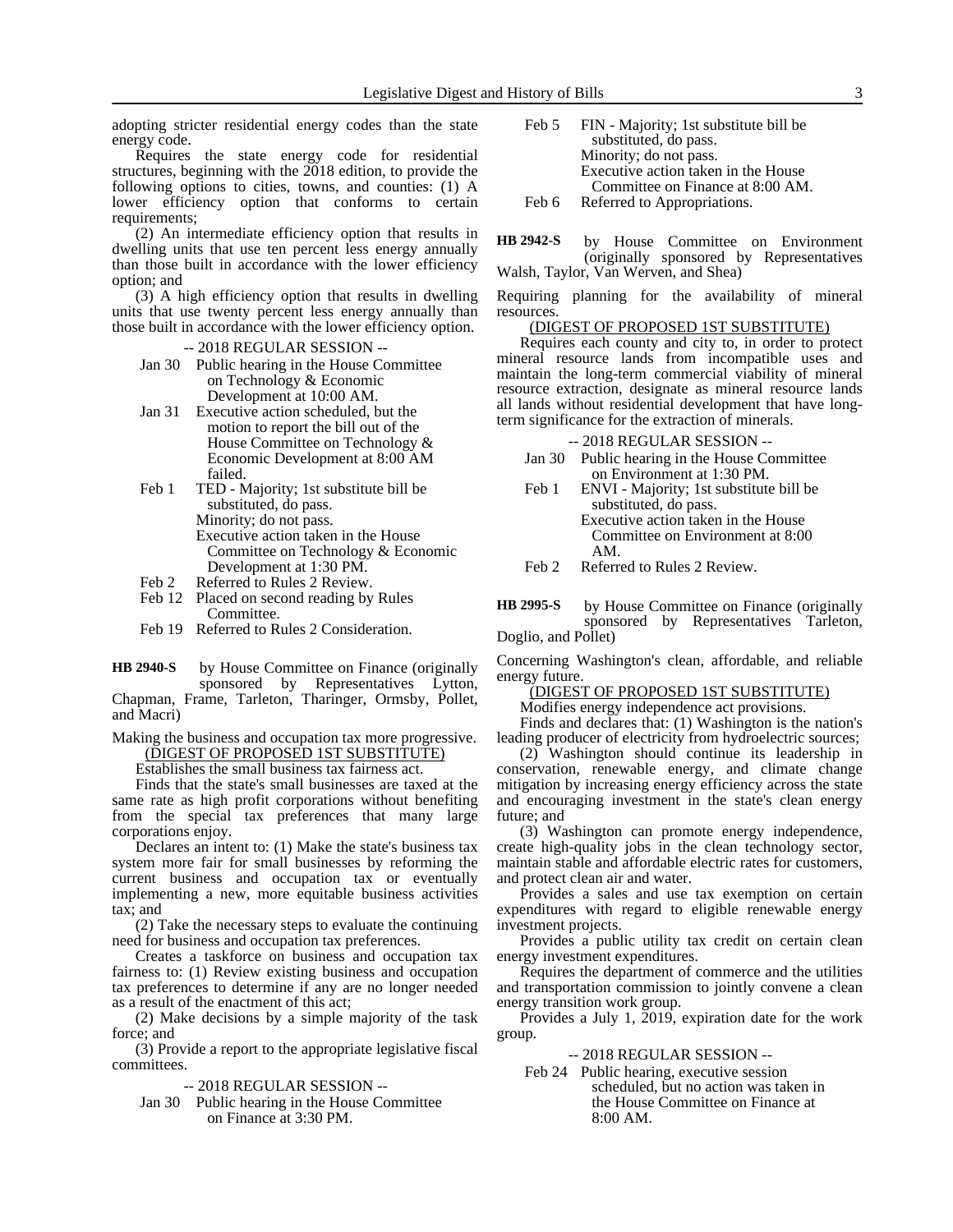adopting stricter residential energy codes than the state energy code.

Requires the state energy code for residential structures, beginning with the 2018 edition, to provide the following options to cities, towns, and counties: (1) A lower efficiency option that conforms to certain requirements;

(2) An intermediate efficiency option that results in dwelling units that use ten percent less energy annually than those built in accordance with the lower efficiency option; and

(3) A high efficiency option that results in dwelling units that use twenty percent less energy annually than those built in accordance with the lower efficiency option.

-- 2018 REGULAR SESSION --

- Jan 30 Public hearing in the House Committee on Technology & Economic Development at 10:00 AM.
- Jan 31 Executive action scheduled, but the motion to report the bill out of the House Committee on Technology & Economic Development at 8:00 AM failed.
- Feb 1 TED - Majority; 1st substitute bill be substituted, do pass.
  Minority; do not pass.
  Executive action taken in the House Committee on Technology & Economic Development at 1:30 PM.
- Feb 2 Referred to Rules 2 Review.
- Feb 12 Placed on second reading by Rules Committee.
- Feb 19 Referred to Rules 2 Consideration.

**HB 2940-S** by House Committee on Finance (originally sponsored by Representatives Lytton, Chapman, Frame, Tarleton, Tharinger, Ormsby, Pollet, and Macri)

Making the business and occupation tax more progressive.

(DIGEST OF PROPOSED 1ST SUBSTITUTE)

Establishes the small business tax fairness act.

Finds that the state's small businesses are taxed at the same rate as high profit corporations without benefiting from the special tax preferences that many large corporations enjoy.

Declares an intent to: (1) Make the state's business tax system more fair for small businesses by reforming the current business and occupation tax or eventually implementing a new, more equitable business activities tax; and

(2) Take the necessary steps to evaluate the continuing need for business and occupation tax preferences.

Creates a taskforce on business and occupation tax fairness to: (1) Review existing business and occupation tax preferences to determine if any are no longer needed as a result of the enactment of this act;

(2) Make decisions by a simple majority of the task force; and

(3) Provide a report to the appropriate legislative fiscal committees.

-- 2018 REGULAR SESSION --

- Jan 30 Public hearing in the House Committee on Finance at 3:30 PM.
- Feb 5 FIN - Majority; 1st substitute bill be substituted, do pass.
  Minority; do not pass.
  Executive action taken in the House Committee on Finance at 8:00 AM.
- Feb 6 Referred to Appropriations.

**HB 2942-S** by House Committee on Environment (originally sponsored by Representatives Walsh, Taylor, Van Werven, and Shea)

Requiring planning for the availability of mineral resources.

(DIGEST OF PROPOSED 1ST SUBSTITUTE)

Requires each county and city to, in order to protect mineral resource lands from incompatible uses and maintain the long-term commercial viability of mineral resource extraction, designate as mineral resource lands all lands without residential development that have long-term significance for the extraction of minerals.

-- 2018 REGULAR SESSION --

- Jan 30 Public hearing in the House Committee on Environment at 1:30 PM.
- Feb 1 ENVI - Majority; 1st substitute bill be substituted, do pass.
  Executive action taken in the House Committee on Environment at 8:00 AM.
- Feb 2 Referred to Rules 2 Review.

**HB 2995-S** by House Committee on Finance (originally sponsored by Representatives Tarleton, Doglio, and Pollet)

Concerning Washington's clean, affordable, and reliable energy future.

(DIGEST OF PROPOSED 1ST SUBSTITUTE)

Modifies energy independence act provisions.

Finds and declares that: (1) Washington is the nation's leading producer of electricity from hydroelectric sources;

(2) Washington should continue its leadership in conservation, renewable energy, and climate change mitigation by increasing energy efficiency across the state and encouraging investment in the state's clean energy future; and

(3) Washington can promote energy independence, create high-quality jobs in the clean technology sector, maintain stable and affordable electric rates for customers, and protect clean air and water.

Provides a sales and use tax exemption on certain expenditures with regard to eligible renewable energy investment projects.

Provides a public utility tax credit on certain clean energy investment expenditures.

Requires the department of commerce and the utilities and transportation commission to jointly convene a clean energy transition work group.

Provides a July 1, 2019, expiration date for the work group.

-- 2018 REGULAR SESSION --

- Feb 24 Public hearing, executive session scheduled, but no action was taken in the House Committee on Finance at 8:00 AM.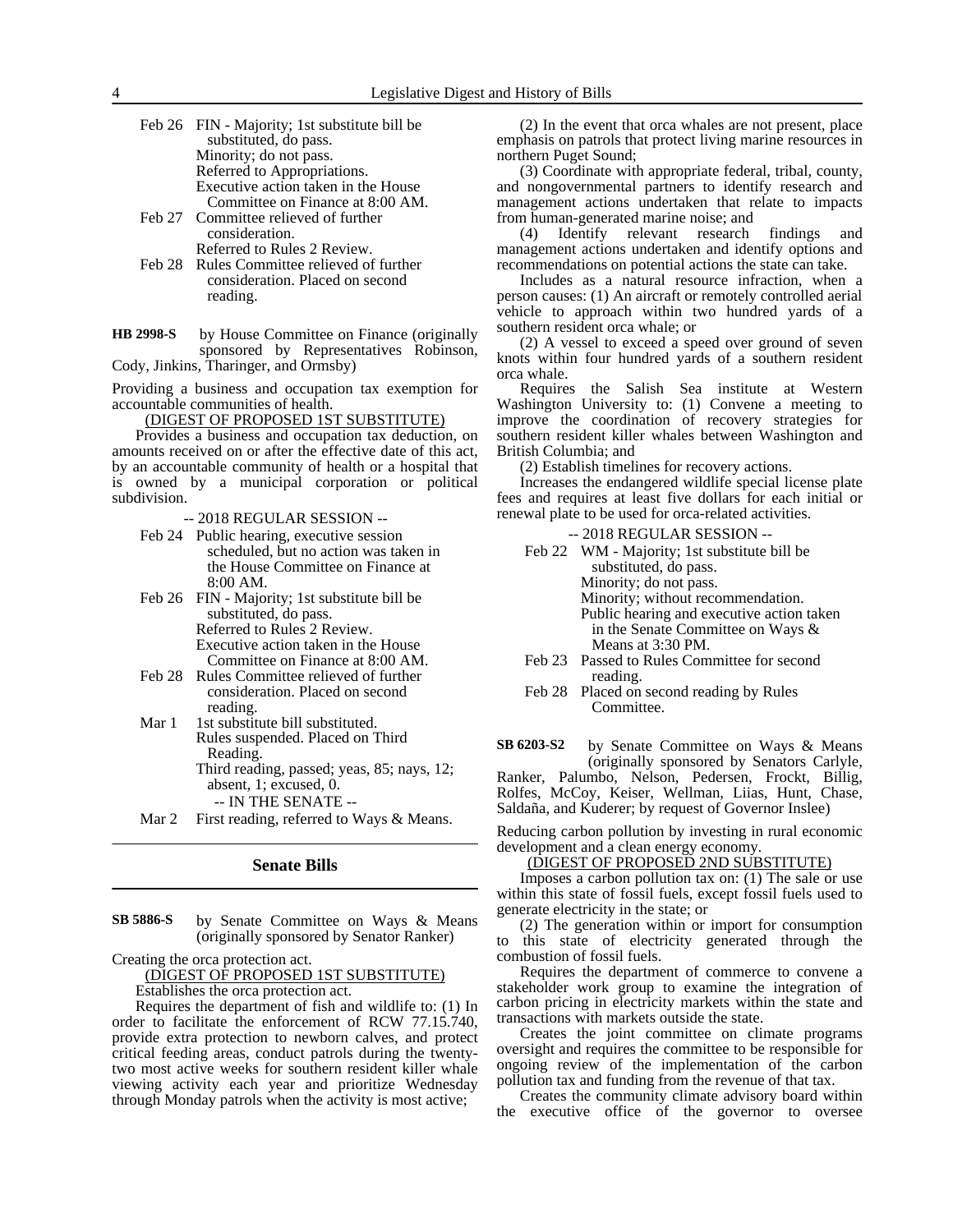Feb 26 FIN - Majority; 1st substitute bill be substituted, do pass.
Minority; do not pass.
Referred to Appropriations.
Executive action taken in the House Committee on Finance at 8:00 AM.

Feb 27 Committee relieved of further consideration.
Referred to Rules 2 Review.

Feb 28 Rules Committee relieved of further consideration. Placed on second reading.

**HB 2998-S** by House Committee on Finance (originally sponsored by Representatives Robinson, Cody, Jinkins, Tharinger, and Ormsby)

Providing a business and occupation tax exemption for accountable communities of health.

(DIGEST OF PROPOSED 1ST SUBSTITUTE)

Provides a business and occupation tax deduction, on amounts received on or after the effective date of this act, by an accountable community of health or a hospital that is owned by a municipal corporation or political subdivision.

-- 2018 REGULAR SESSION --

Feb 24 Public hearing, executive session scheduled, but no action was taken in the House Committee on Finance at 8:00 AM.

Feb 26 FIN - Majority; 1st substitute bill be substituted, do pass.
Referred to Rules 2 Review.
Executive action taken in the House Committee on Finance at 8:00 AM.

Feb 28 Rules Committee relieved of further consideration. Placed on second reading.

Mar 1 1st substitute bill substituted.
Rules suspended. Placed on Third Reading.
Third reading, passed; yeas, 85; nays, 12; absent, 1; excused, 0.

-- IN THE SENATE --

Mar 2 First reading, referred to Ways & Means.

## Senate Bills

**SB 5886-S** by Senate Committee on Ways & Means (originally sponsored by Senator Ranker)

Creating the orca protection act.

(DIGEST OF PROPOSED 1ST SUBSTITUTE)

Establishes the orca protection act.

Requires the department of fish and wildlife to: (1) In order to facilitate the enforcement of RCW 77.15.740, provide extra protection to newborn calves, and protect critical feeding areas, conduct patrols during the twenty-two most active weeks for southern resident killer whale viewing activity each year and prioritize Wednesday through Monday patrols when the activity is most active;

(2) In the event that orca whales are not present, place emphasis on patrols that protect living marine resources in northern Puget Sound;

(3) Coordinate with appropriate federal, tribal, county, and nongovernmental partners to identify research and management actions undertaken that relate to impacts from human-generated marine noise; and

(4) Identify relevant research findings and management actions undertaken and identify options and recommendations on potential actions the state can take.

Includes as a natural resource infraction, when a person causes: (1) An aircraft or remotely controlled aerial vehicle to approach within two hundred yards of a southern resident orca whale; or

(2) A vessel to exceed a speed over ground of seven knots within four hundred yards of a southern resident orca whale.

Requires the Salish Sea institute at Western Washington University to: (1) Convene a meeting to improve the coordination of recovery strategies for southern resident killer whales between Washington and British Columbia; and

(2) Establish timelines for recovery actions.

Increases the endangered wildlife special license plate fees and requires at least five dollars for each initial or renewal plate to be used for orca-related activities.

-- 2018 REGULAR SESSION --

Feb 22 WM - Majority; 1st substitute bill be substituted, do pass.
Minority; do not pass.
Minority; without recommendation.
Public hearing and executive action taken in the Senate Committee on Ways & Means at 3:30 PM.

Feb 23 Passed to Rules Committee for second reading.

Feb 28 Placed on second reading by Rules Committee.

**SB 6203-S2** by Senate Committee on Ways & Means (originally sponsored by Senators Carlyle, Ranker, Palumbo, Nelson, Pedersen, Frockt, Billig, Rolfes, McCoy, Keiser, Wellman, Liias, Hunt, Chase, Saldaña, and Kuderer; by request of Governor Inslee)

Reducing carbon pollution by investing in rural economic development and a clean energy economy.

(DIGEST OF PROPOSED 2ND SUBSTITUTE)

Imposes a carbon pollution tax on: (1) The sale or use within this state of fossil fuels, except fossil fuels used to generate electricity in the state; or

(2) The generation within or import for consumption to this state of electricity generated through the combustion of fossil fuels.

Requires the department of commerce to convene a stakeholder work group to examine the integration of carbon pricing in electricity markets within the state and transactions with markets outside the state.

Creates the joint committee on climate programs oversight and requires the committee to be responsible for ongoing review of the implementation of the carbon pollution tax and funding from the revenue of that tax.

Creates the community climate advisory board within the executive office of the governor to oversee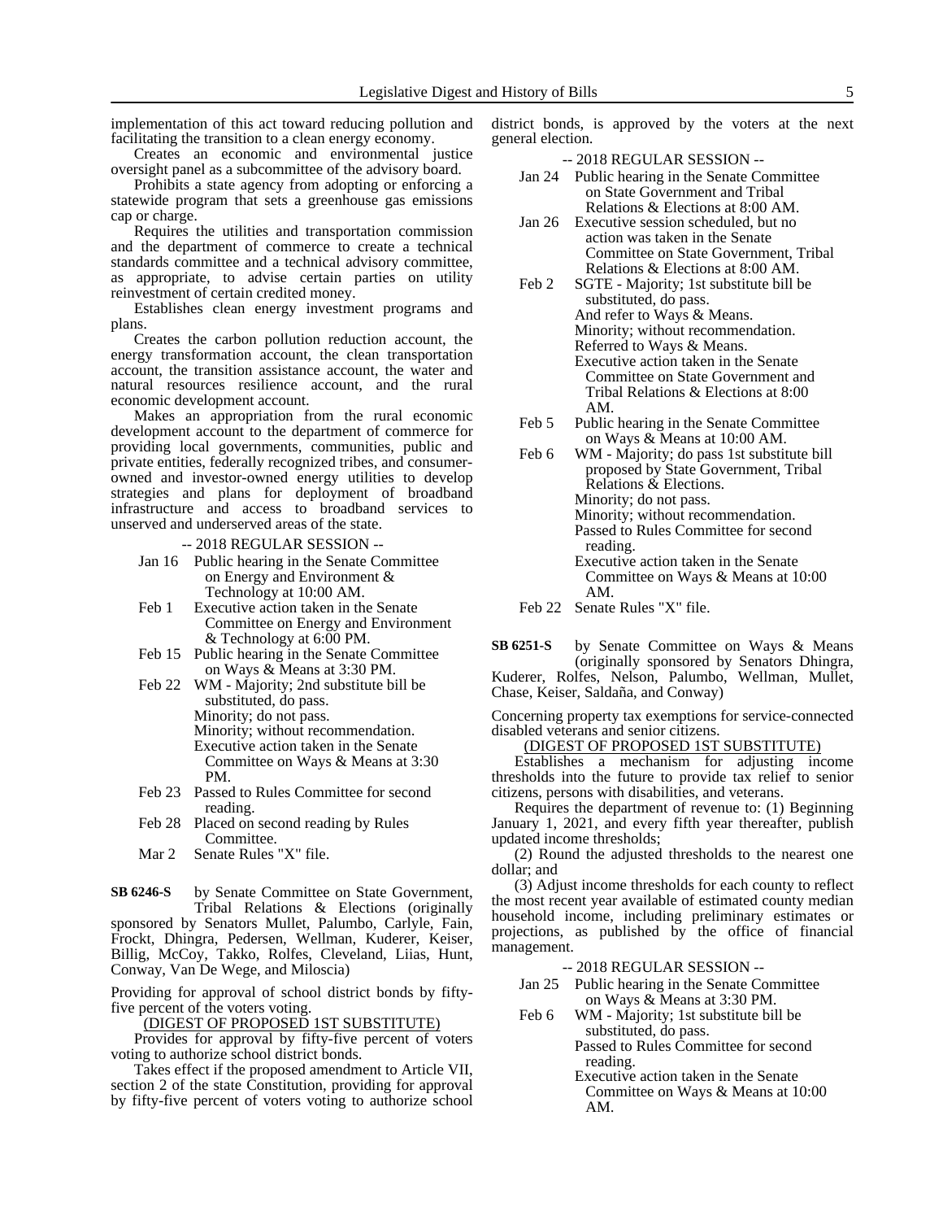implementation of this act toward reducing pollution and facilitating the transition to a clean energy economy.

Creates an economic and environmental justice oversight panel as a subcommittee of the advisory board.

Prohibits a state agency from adopting or enforcing a statewide program that sets a greenhouse gas emissions cap or charge.

Requires the utilities and transportation commission and the department of commerce to create a technical standards committee and a technical advisory committee, as appropriate, to advise certain parties on utility reinvestment of certain credited money.

Establishes clean energy investment programs and plans.

Creates the carbon pollution reduction account, the energy transformation account, the clean transportation account, the transition assistance account, the water and natural resources resilience account, and the rural economic development account.

Makes an appropriation from the rural economic development account to the department of commerce for providing local governments, communities, public and private entities, federally recognized tribes, and consumer-owned and investor-owned energy utilities to develop strategies and plans for deployment of broadband infrastructure and access to broadband services to unserved and underserved areas of the state.

-- 2018 REGULAR SESSION --

Jan 16 Public hearing in the Senate Committee on Energy and Environment & Technology at 10:00 AM.

Feb 1 Executive action taken in the Senate Committee on Energy and Environment & Technology at 6:00 PM.

Feb 15 Public hearing in the Senate Committee on Ways & Means at 3:30 PM.

Feb 22 WM - Majority; 2nd substitute bill be substituted, do pass.
Minority; do not pass.
Minority; without recommendation.
Executive action taken in the Senate Committee on Ways & Means at 3:30 PM.

Feb 23 Passed to Rules Committee for second reading.

Feb 28 Placed on second reading by Rules Committee.

Mar 2 Senate Rules "X" file.

**SB 6246-S** by Senate Committee on State Government, Tribal Relations & Elections (originally sponsored by Senators Mullet, Palumbo, Carlyle, Fain, Frockt, Dhingra, Pedersen, Wellman, Kuderer, Keiser, Billig, McCoy, Takko, Rolfes, Cleveland, Liias, Hunt, Conway, Van De Wege, and Miloscia)

Providing for approval of school district bonds by fifty-five percent of the voters voting.

(DIGEST OF PROPOSED 1ST SUBSTITUTE)

Provides for approval by fifty-five percent of voters voting to authorize school district bonds.

Takes effect if the proposed amendment to Article VII, section 2 of the state Constitution, providing for approval by fifty-five percent of voters voting to authorize school district bonds, is approved by the voters at the next general election.

-- 2018 REGULAR SESSION --

Jan 24 Public hearing in the Senate Committee on State Government and Tribal Relations & Elections at 8:00 AM.

Jan 26 Executive session scheduled, but no action was taken in the Senate Committee on State Government, Tribal Relations & Elections at 8:00 AM.

Feb 2 SGTE - Majority; 1st substitute bill be substituted, do pass.
And refer to Ways & Means.
Minority; without recommendation.
Referred to Ways & Means.
Executive action taken in the Senate Committee on State Government and Tribal Relations & Elections at 8:00 AM.

Feb 5 Public hearing in the Senate Committee on Ways & Means at 10:00 AM.

Feb 6 WM - Majority; do pass 1st substitute bill proposed by State Government, Tribal Relations & Elections.
Minority; do not pass.
Minority; without recommendation.
Passed to Rules Committee for second reading.
Executive action taken in the Senate Committee on Ways & Means at 10:00 AM.

Feb 22 Senate Rules "X" file.

**SB 6251-S** by Senate Committee on Ways & Means (originally sponsored by Senators Dhingra, Kuderer, Rolfes, Nelson, Palumbo, Wellman, Mullet, Chase, Keiser, Saldaña, and Conway)

Concerning property tax exemptions for service-connected disabled veterans and senior citizens.

(DIGEST OF PROPOSED 1ST SUBSTITUTE)

Establishes a mechanism for adjusting income thresholds into the future to provide tax relief to senior citizens, persons with disabilities, and veterans.

Requires the department of revenue to: (1) Beginning January 1, 2021, and every fifth year thereafter, publish updated income thresholds;

(2) Round the adjusted thresholds to the nearest one dollar; and

(3) Adjust income thresholds for each county to reflect the most recent year available of estimated county median household income, including preliminary estimates or projections, as published by the office of financial management.

-- 2018 REGULAR SESSION --

Jan 25 Public hearing in the Senate Committee on Ways & Means at 3:30 PM.

Feb 6 WM - Majority; 1st substitute bill be substituted, do pass.
Passed to Rules Committee for second reading.
Executive action taken in the Senate Committee on Ways & Means at 10:00 AM.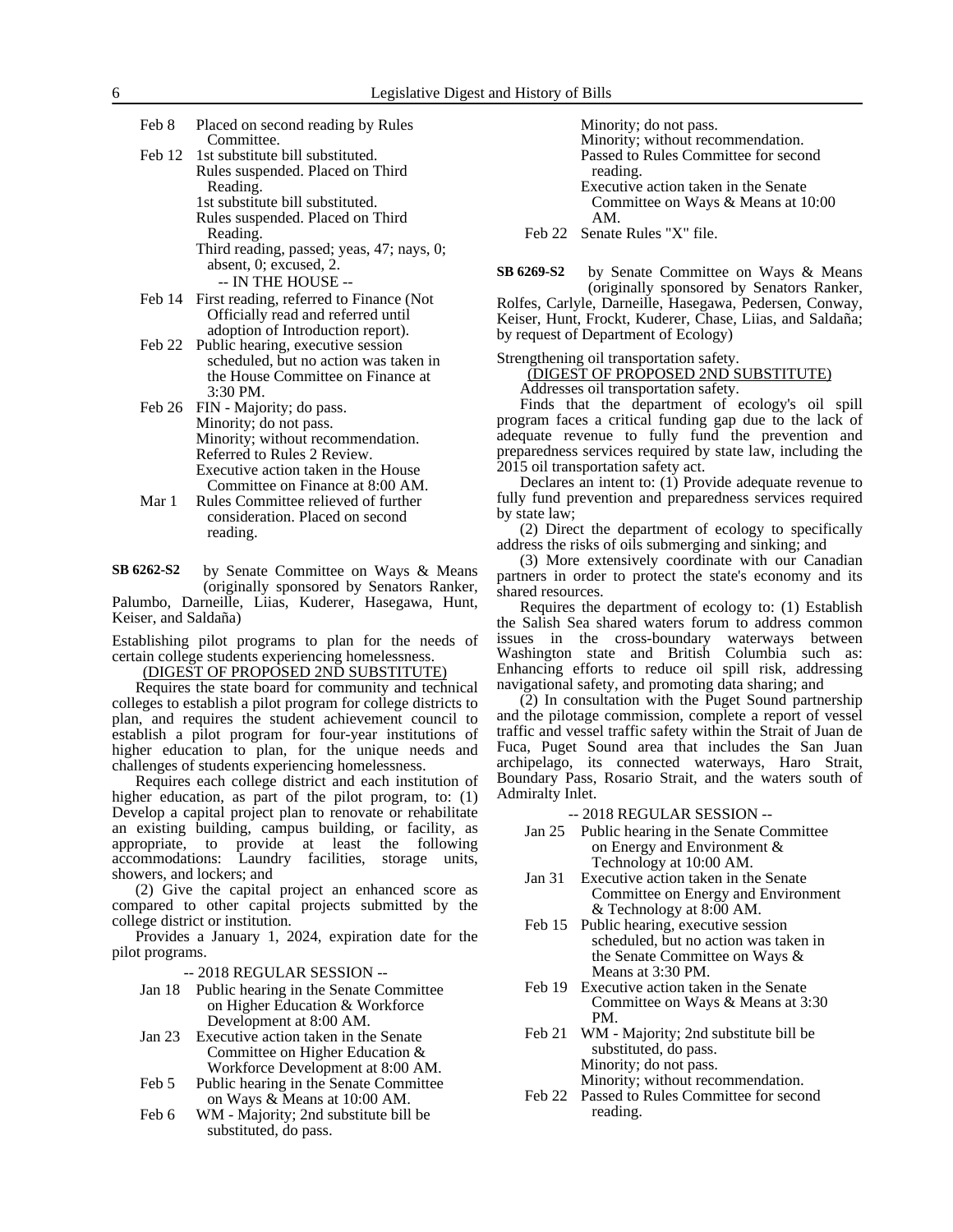Feb 8 Placed on second reading by Rules Committee.

Feb 12 1st substitute bill substituted.
Rules suspended. Placed on Third Reading.
1st substitute bill substituted.
Rules suspended. Placed on Third Reading.
Third reading, passed; yeas, 47; nays, 0; absent, 0; excused, 2.

-- IN THE HOUSE --

Feb 14 First reading, referred to Finance (Not Officially read and referred until adoption of Introduction report).

Feb 22 Public hearing, executive session scheduled, but no action was taken in the House Committee on Finance at 3:30 PM.

Feb 26 FIN - Majority; do pass.
Minority; do not pass.
Minority; without recommendation.
Referred to Rules 2 Review.
Executive action taken in the House Committee on Finance at 8:00 AM.

Mar 1 Rules Committee relieved of further consideration. Placed on second reading.

**SB 6262-S2** by Senate Committee on Ways & Means (originally sponsored by Senators Ranker, Palumbo, Darneille, Liias, Kuderer, Hasegawa, Hunt, Keiser, and Saldaña)

Establishing pilot programs to plan for the needs of certain college students experiencing homelessness.

(DIGEST OF PROPOSED 2ND SUBSTITUTE)

Requires the state board for community and technical colleges to establish a pilot program for college districts to plan, and requires the student achievement council to establish a pilot program for four-year institutions of higher education to plan, for the unique needs and challenges of students experiencing homelessness.

Requires each college district and each institution of higher education, as part of the pilot program, to: (1) Develop a capital project plan to renovate or rehabilitate an existing building, campus building, or facility, as appropriate, to provide at least the following accommodations: Laundry facilities, storage units, showers, and lockers; and

(2) Give the capital project an enhanced score as compared to other capital projects submitted by the college district or institution.

Provides a January 1, 2024, expiration date for the pilot programs.

-- 2018 REGULAR SESSION --

Jan 18 Public hearing in the Senate Committee on Higher Education & Workforce Development at 8:00 AM.

Jan 23 Executive action taken in the Senate Committee on Higher Education & Workforce Development at 8:00 AM.

Feb 5 Public hearing in the Senate Committee on Ways & Means at 10:00 AM.

Feb 6 WM - Majority; 2nd substitute bill be substituted, do pass.
Minority; do not pass.
Minority; without recommendation.
Passed to Rules Committee for second reading.
Executive action taken in the Senate Committee on Ways & Means at 10:00 AM.

Feb 22 Senate Rules "X" file.

**SB 6269-S2** by Senate Committee on Ways & Means (originally sponsored by Senators Ranker, Rolfes, Carlyle, Darneille, Hasegawa, Pedersen, Conway, Keiser, Hunt, Frockt, Kuderer, Chase, Liias, and Saldaña; by request of Department of Ecology)

Strengthening oil transportation safety.

(DIGEST OF PROPOSED 2ND SUBSTITUTE)

Addresses oil transportation safety.

Finds that the department of ecology's oil spill program faces a critical funding gap due to the lack of adequate revenue to fully fund the prevention and preparedness services required by state law, including the 2015 oil transportation safety act.

Declares an intent to: (1) Provide adequate revenue to fully fund prevention and preparedness services required by state law;

(2) Direct the department of ecology to specifically address the risks of oils submerging and sinking; and

(3) More extensively coordinate with our Canadian partners in order to protect the state's economy and its shared resources.

Requires the department of ecology to: (1) Establish the Salish Sea shared waters forum to address common issues in the cross-boundary waterways between Washington state and British Columbia such as: Enhancing efforts to reduce oil spill risk, addressing navigational safety, and promoting data sharing; and

(2) In consultation with the Puget Sound partnership and the pilotage commission, complete a report of vessel traffic and vessel traffic safety within the Strait of Juan de Fuca, Puget Sound area that includes the San Juan archipelago, its connected waterways, Haro Strait, Boundary Pass, Rosario Strait, and the waters south of Admiralty Inlet.

-- 2018 REGULAR SESSION --

Jan 25 Public hearing in the Senate Committee on Energy and Environment & Technology at 10:00 AM.

Jan 31 Executive action taken in the Senate Committee on Energy and Environment & Technology at 8:00 AM.

Feb 15 Public hearing, executive session scheduled, but no action was taken in the Senate Committee on Ways & Means at 3:30 PM.

Feb 19 Executive action taken in the Senate Committee on Ways & Means at 3:30 PM.

Feb 21 WM - Majority; 2nd substitute bill be substituted, do pass.
Minority; do not pass.
Minority; without recommendation.

Feb 22 Passed to Rules Committee for second reading.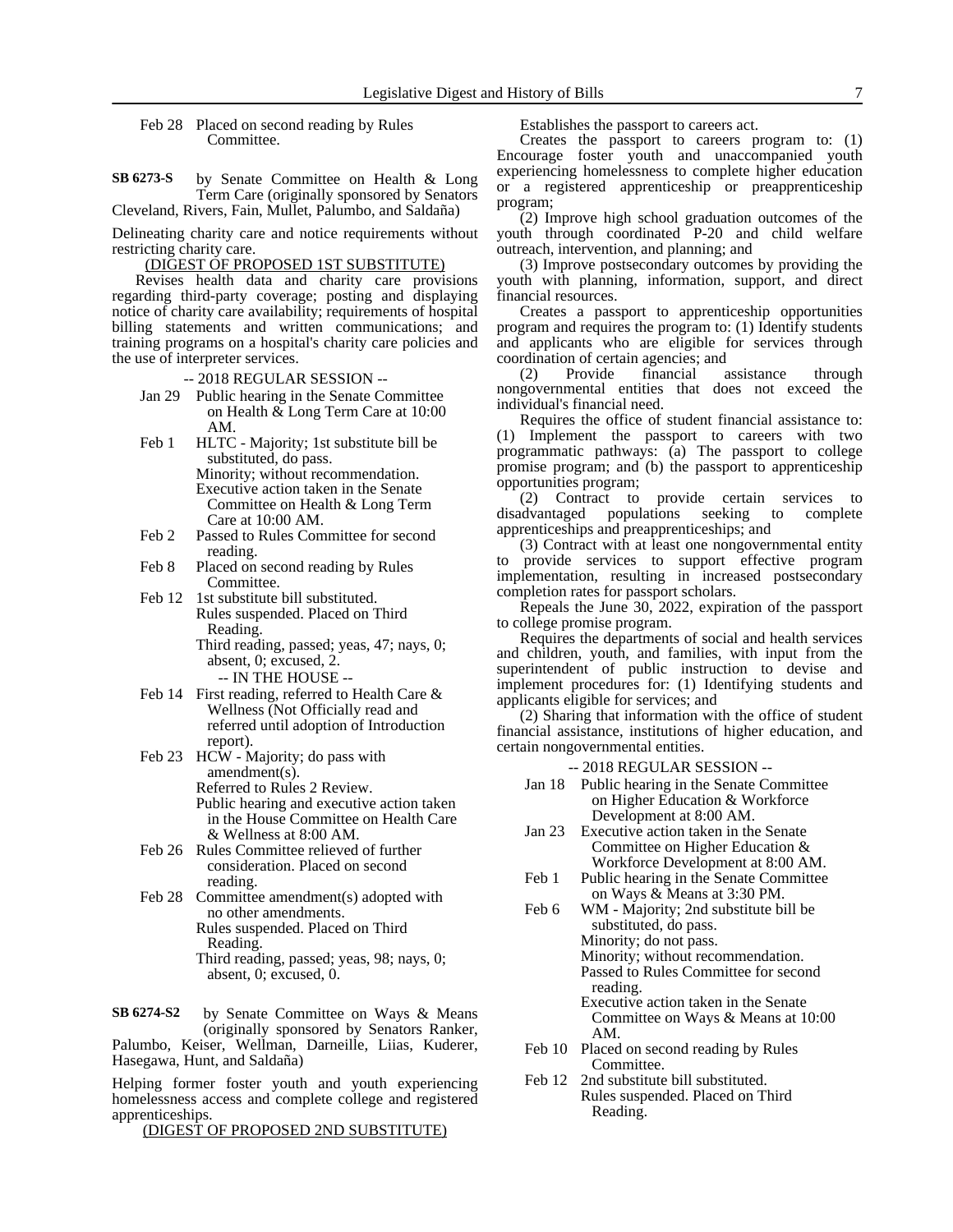Feb 28 Placed on second reading by Rules Committee.

**SB 6273-S** by Senate Committee on Health & Long Term Care (originally sponsored by Senators Cleveland, Rivers, Fain, Mullet, Palumbo, and Saldaña)

Delineating charity care and notice requirements without restricting charity care.

(DIGEST OF PROPOSED 1ST SUBSTITUTE)

Revises health data and charity care provisions regarding third-party coverage; posting and displaying notice of charity care availability; requirements of hospital billing statements and written communications; and training programs on a hospital's charity care policies and the use of interpreter services.

-- 2018 REGULAR SESSION --

Jan 29 Public hearing in the Senate Committee on Health & Long Term Care at 10:00 AM.

Feb 1 HLTC - Majority; 1st substitute bill be substituted, do pass.
Minority; without recommendation.
Executive action taken in the Senate Committee on Health & Long Term Care at 10:00 AM.

Feb 2 Passed to Rules Committee for second reading.

Feb 8 Placed on second reading by Rules Committee.

Feb 12 1st substitute bill substituted.
Rules suspended. Placed on Third Reading.
Third reading, passed; yeas, 47; nays, 0; absent, 0; excused, 2.

-- IN THE HOUSE --

Feb 14 First reading, referred to Health Care & Wellness (Not Officially read and referred until adoption of Introduction report).

Feb 23 HCW - Majority; do pass with amendment(s).
Referred to Rules 2 Review.
Public hearing and executive action taken in the House Committee on Health Care & Wellness at 8:00 AM.

Feb 26 Rules Committee relieved of further consideration. Placed on second reading.

Feb 28 Committee amendment(s) adopted with no other amendments.
Rules suspended. Placed on Third Reading.
Third reading, passed; yeas, 98; nays, 0; absent, 0; excused, 0.

**SB 6274-S2** by Senate Committee on Ways & Means (originally sponsored by Senators Ranker, Palumbo, Keiser, Wellman, Darneille, Liias, Kuderer, Hasegawa, Hunt, and Saldaña)

Helping former foster youth and youth experiencing homelessness access and complete college and registered apprenticeships.

(DIGEST OF PROPOSED 2ND SUBSTITUTE)

Establishes the passport to careers act.

Creates the passport to careers program to: (1) Encourage foster youth and unaccompanied youth experiencing homelessness to complete higher education or a registered apprenticeship or preapprenticeship program;

(2) Improve high school graduation outcomes of the youth through coordinated P-20 and child welfare outreach, intervention, and planning; and

(3) Improve postsecondary outcomes by providing the youth with planning, information, support, and direct financial resources.

Creates a passport to apprenticeship opportunities program and requires the program to: (1) Identify students and applicants who are eligible for services through coordination of certain agencies; and

(2) Provide financial assistance through nongovernmental entities that does not exceed the individual's financial need.

Requires the office of student financial assistance to: (1) Implement the passport to careers with two programmatic pathways: (a) The passport to college promise program; and (b) the passport to apprenticeship opportunities program;

(2) Contract to provide certain services to disadvantaged populations seeking to complete apprenticeships and preapprenticeships; and

(3) Contract with at least one nongovernmental entity to provide services to support effective program implementation, resulting in increased postsecondary completion rates for passport scholars.

Repeals the June 30, 2022, expiration of the passport to college promise program.

Requires the departments of social and health services and children, youth, and families, with input from the superintendent of public instruction to devise and implement procedures for: (1) Identifying students and applicants eligible for services; and

(2) Sharing that information with the office of student financial assistance, institutions of higher education, and certain nongovernmental entities.

-- 2018 REGULAR SESSION --

Jan 18 Public hearing in the Senate Committee on Higher Education & Workforce Development at 8:00 AM.

Jan 23 Executive action taken in the Senate Committee on Higher Education & Workforce Development at 8:00 AM.

Feb 1 Public hearing in the Senate Committee on Ways & Means at 3:30 PM.

Feb 6 WM - Majority; 2nd substitute bill be substituted, do pass.
Minority; do not pass.
Minority; without recommendation.
Passed to Rules Committee for second reading.
Executive action taken in the Senate Committee on Ways & Means at 10:00 AM.

Feb 10 Placed on second reading by Rules Committee.

Feb 12 2nd substitute bill substituted.
Rules suspended. Placed on Third Reading.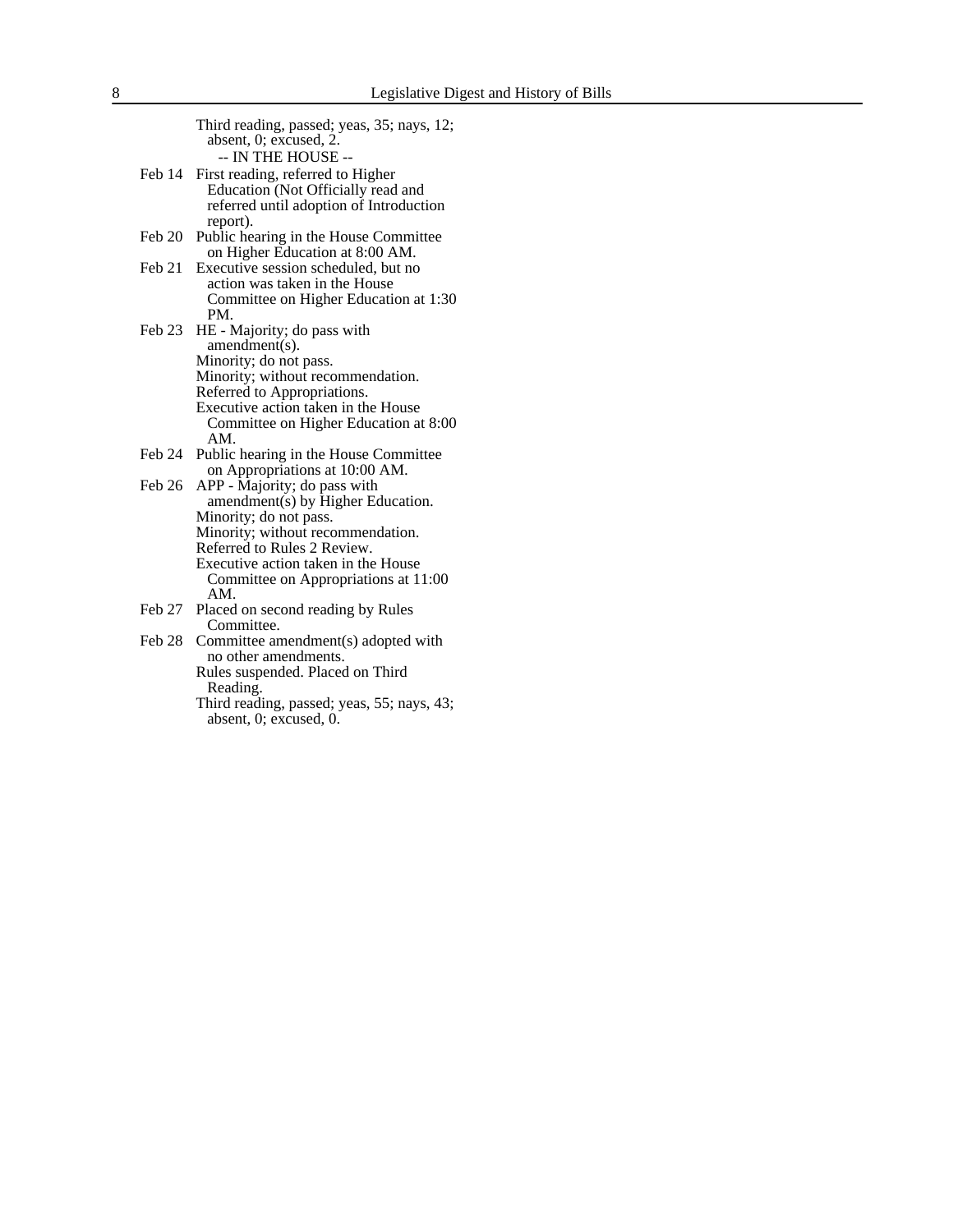Third reading, passed; yeas, 35; nays, 12; absent, 0; excused, 2.

-- IN THE HOUSE --

Feb 14 First reading, referred to Higher Education (Not Officially read and referred until adoption of Introduction report).

Feb 20 Public hearing in the House Committee on Higher Education at 8:00 AM.

Feb 21 Executive session scheduled, but no action was taken in the House Committee on Higher Education at 1:30 PM.

Feb 23 HE - Majority; do pass with amendment(s).
Minority; do not pass.
Minority; without recommendation.
Referred to Appropriations.
Executive action taken in the House Committee on Higher Education at 8:00 AM.

Feb 24 Public hearing in the House Committee on Appropriations at 10:00 AM.

Feb 26 APP - Majority; do pass with amendment(s) by Higher Education.
Minority; do not pass.
Minority; without recommendation.
Referred to Rules 2 Review.
Executive action taken in the House Committee on Appropriations at 11:00 AM.

Feb 27 Placed on second reading by Rules Committee.

Feb 28 Committee amendment(s) adopted with no other amendments.
Rules suspended. Placed on Third Reading.
Third reading, passed; yeas, 55; nays, 43; absent, 0; excused, 0.